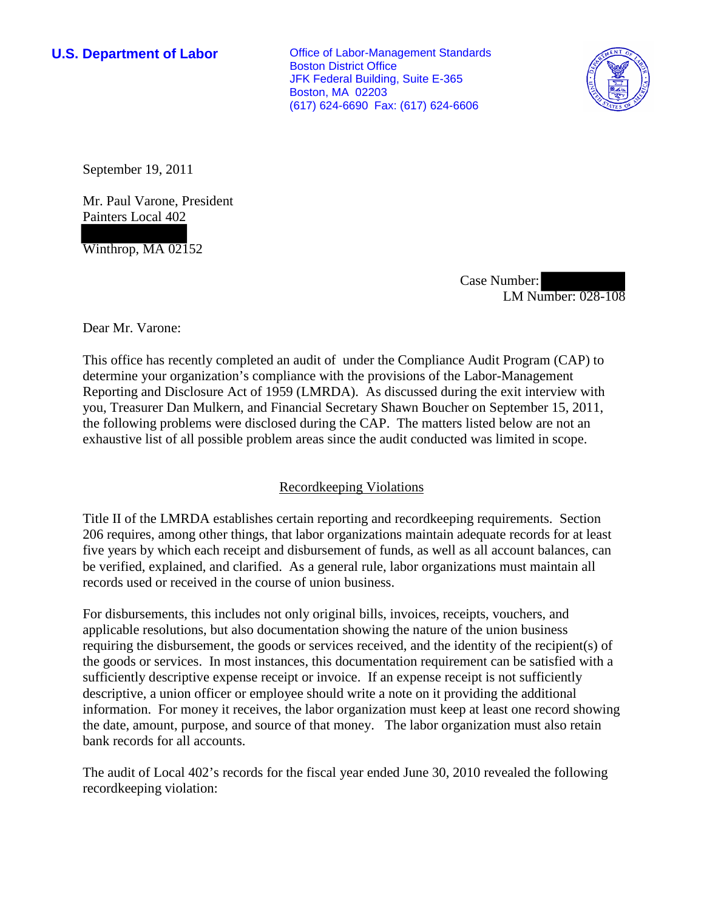**U.S. Department of Labor**

Office of Labor-Management Standards
Boston District Office
JFK Federal Building, Suite E-365
Boston, MA 02203
(617) 624-6690 Fax: (617) 624-6606

September 19, 2011

Mr. Paul Varone, President
Painters Local 402

Winthrop, MA 02152

Case Number:
LM Number: 028-108

Dear Mr. Varone:

This office has recently completed an audit of under the Compliance Audit Program (CAP) to determine your organization's compliance with the provisions of the Labor-Management Reporting and Disclosure Act of 1959 (LMRDA). As discussed during the exit interview with you, Treasurer Dan Mulkern, and Financial Secretary Shawn Boucher on September 15, 2011, the following problems were disclosed during the CAP. The matters listed below are not an exhaustive list of all possible problem areas since the audit conducted was limited in scope.

## Recordkeeping Violations

Title II of the LMRDA establishes certain reporting and recordkeeping requirements. Section 206 requires, among other things, that labor organizations maintain adequate records for at least five years by which each receipt and disbursement of funds, as well as all account balances, can be verified, explained, and clarified. As a general rule, labor organizations must maintain all records used or received in the course of union business.

For disbursements, this includes not only original bills, invoices, receipts, vouchers, and applicable resolutions, but also documentation showing the nature of the union business requiring the disbursement, the goods or services received, and the identity of the recipient(s) of the goods or services. In most instances, this documentation requirement can be satisfied with a sufficiently descriptive expense receipt or invoice. If an expense receipt is not sufficiently descriptive, a union officer or employee should write a note on it providing the additional information. For money it receives, the labor organization must keep at least one record showing the date, amount, purpose, and source of that money. The labor organization must also retain bank records for all accounts.

The audit of Local 402's records for the fiscal year ended June 30, 2010 revealed the following recordkeeping violation: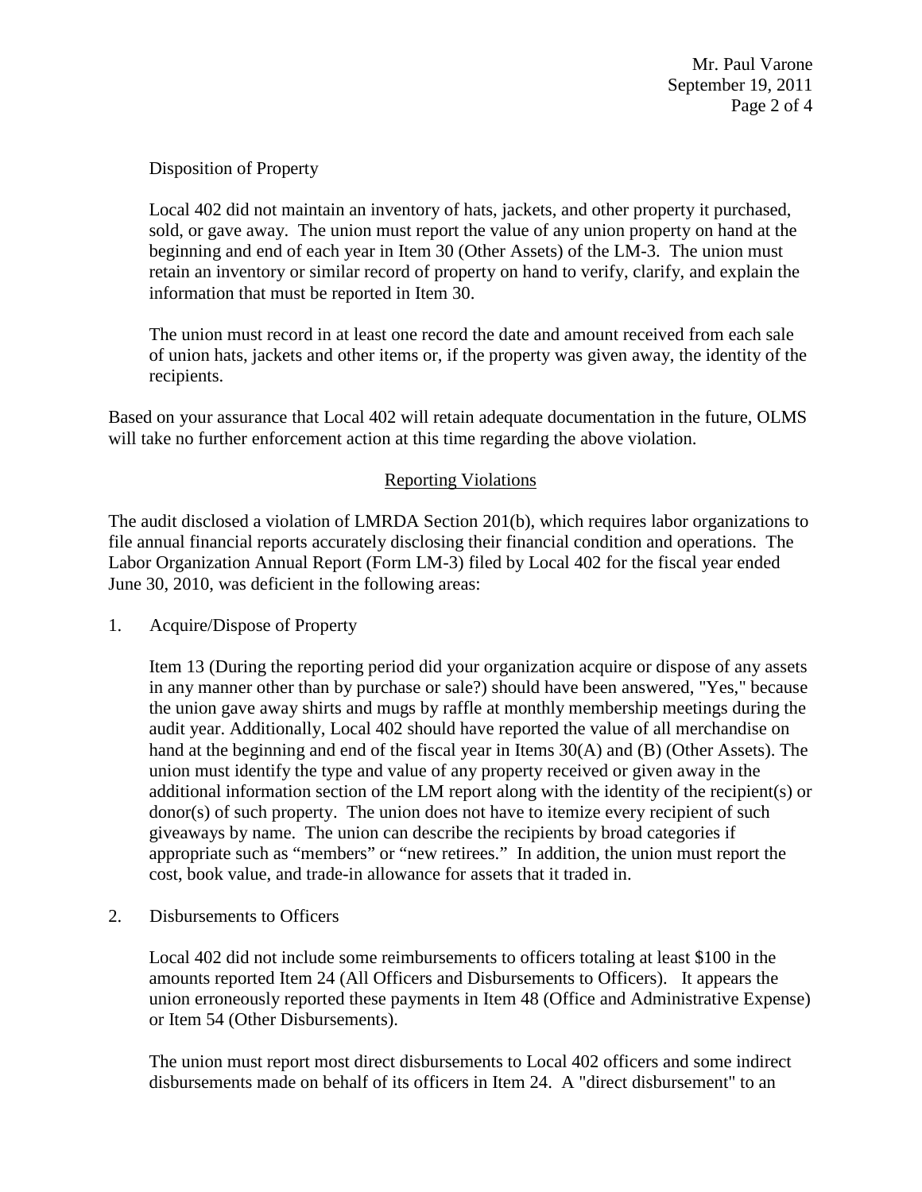Disposition of Property

Local 402 did not maintain an inventory of hats, jackets, and other property it purchased, sold, or gave away. The union must report the value of any union property on hand at the beginning and end of each year in Item 30 (Other Assets) of the LM-3. The union must retain an inventory or similar record of property on hand to verify, clarify, and explain the information that must be reported in Item 30.

The union must record in at least one record the date and amount received from each sale of union hats, jackets and other items or, if the property was given away, the identity of the recipients.

Based on your assurance that Local 402 will retain adequate documentation in the future, OLMS will take no further enforcement action at this time regarding the above violation.

## Reporting Violations

The audit disclosed a violation of LMRDA Section 201(b), which requires labor organizations to file annual financial reports accurately disclosing their financial condition and operations. The Labor Organization Annual Report (Form LM-3) filed by Local 402 for the fiscal year ended June 30, 2010, was deficient in the following areas:

1. Acquire/Dispose of Property

   Item 13 (During the reporting period did your organization acquire or dispose of any assets in any manner other than by purchase or sale?) should have been answered, "Yes," because the union gave away shirts and mugs by raffle at monthly membership meetings during the audit year. Additionally, Local 402 should have reported the value of all merchandise on hand at the beginning and end of the fiscal year in Items 30(A) and (B) (Other Assets). The union must identify the type and value of any property received or given away in the additional information section of the LM report along with the identity of the recipient(s) or donor(s) of such property. The union does not have to itemize every recipient of such giveaways by name. The union can describe the recipients by broad categories if appropriate such as "members" or "new retirees." In addition, the union must report the cost, book value, and trade-in allowance for assets that it traded in.

2. Disbursements to Officers

   Local 402 did not include some reimbursements to officers totaling at least $100 in the amounts reported Item 24 (All Officers and Disbursements to Officers). It appears the union erroneously reported these payments in Item 48 (Office and Administrative Expense) or Item 54 (Other Disbursements).

   The union must report most direct disbursements to Local 402 officers and some indirect disbursements made on behalf of its officers in Item 24. A "direct disbursement" to an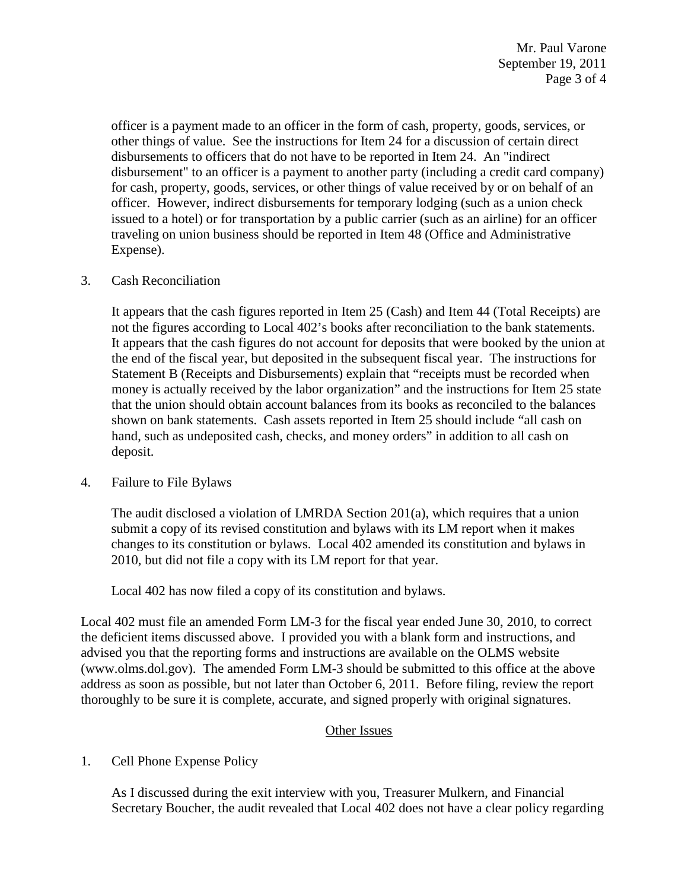officer is a payment made to an officer in the form of cash, property, goods, services, or other things of value. See the instructions for Item 24 for a discussion of certain direct disbursements to officers that do not have to be reported in Item 24. An "indirect disbursement" to an officer is a payment to another party (including a credit card company) for cash, property, goods, services, or other things of value received by or on behalf of an officer. However, indirect disbursements for temporary lodging (such as a union check issued to a hotel) or for transportation by a public carrier (such as an airline) for an officer traveling on union business should be reported in Item 48 (Office and Administrative Expense).

3. Cash Reconciliation

   It appears that the cash figures reported in Item 25 (Cash) and Item 44 (Total Receipts) are not the figures according to Local 402's books after reconciliation to the bank statements. It appears that the cash figures do not account for deposits that were booked by the union at the end of the fiscal year, but deposited in the subsequent fiscal year. The instructions for Statement B (Receipts and Disbursements) explain that "receipts must be recorded when money is actually received by the labor organization" and the instructions for Item 25 state that the union should obtain account balances from its books as reconciled to the balances shown on bank statements. Cash assets reported in Item 25 should include "all cash on hand, such as undeposited cash, checks, and money orders" in addition to all cash on deposit.

4. Failure to File Bylaws

   The audit disclosed a violation of LMRDA Section 201(a), which requires that a union submit a copy of its revised constitution and bylaws with its LM report when it makes changes to its constitution or bylaws. Local 402 amended its constitution and bylaws in 2010, but did not file a copy with its LM report for that year.

   Local 402 has now filed a copy of its constitution and bylaws.

Local 402 must file an amended Form LM-3 for the fiscal year ended June 30, 2010, to correct the deficient items discussed above. I provided you with a blank form and instructions, and advised you that the reporting forms and instructions are available on the OLMS website (www.olms.dol.gov). The amended Form LM-3 should be submitted to this office at the above address as soon as possible, but not later than October 6, 2011. Before filing, review the report thoroughly to be sure it is complete, accurate, and signed properly with original signatures.

## Other Issues

1. Cell Phone Expense Policy

   As I discussed during the exit interview with you, Treasurer Mulkern, and Financial Secretary Boucher, the audit revealed that Local 402 does not have a clear policy regarding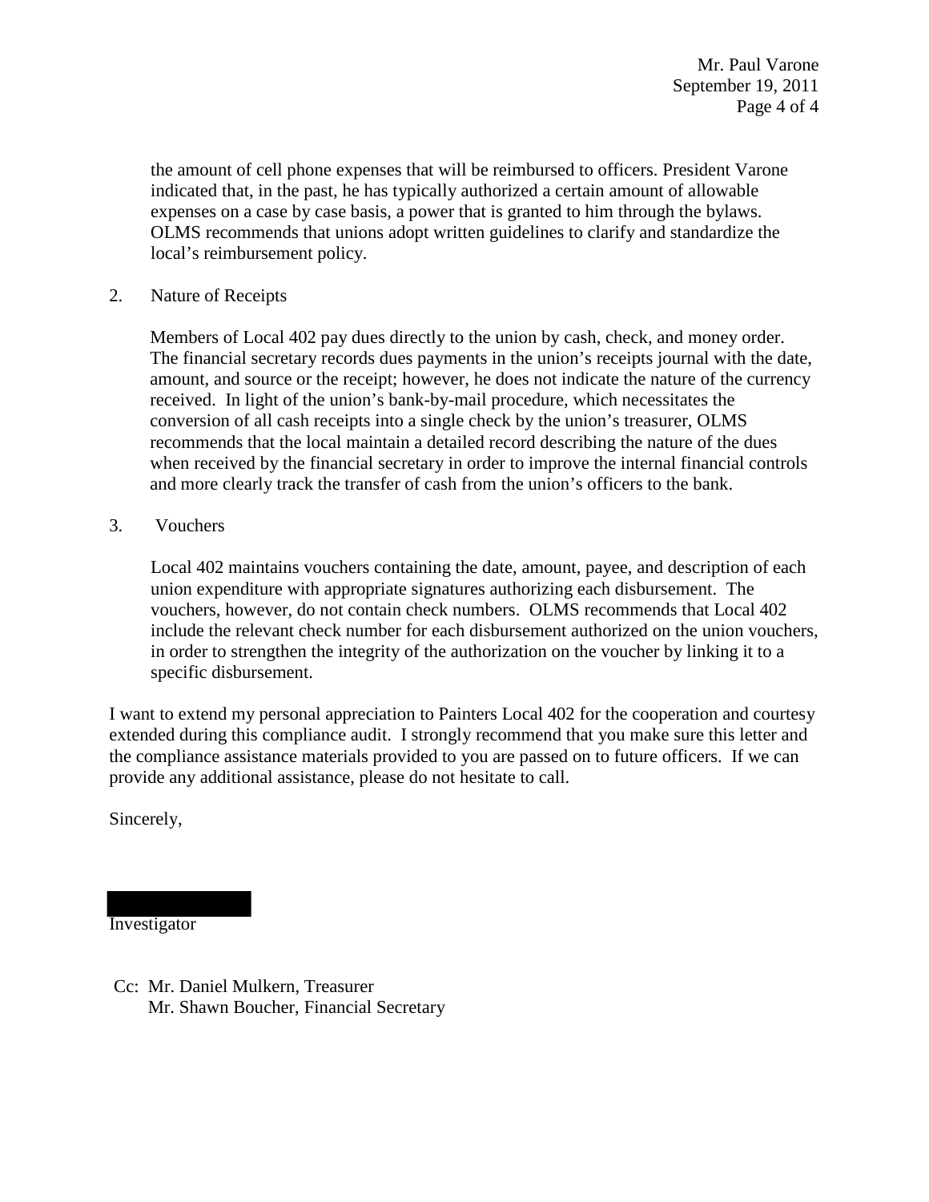the amount of cell phone expenses that will be reimbursed to officers. President Varone indicated that, in the past, he has typically authorized a certain amount of allowable expenses on a case by case basis, a power that is granted to him through the bylaws. OLMS recommends that unions adopt written guidelines to clarify and standardize the local's reimbursement policy.

2. Nature of Receipts

   Members of Local 402 pay dues directly to the union by cash, check, and money order. The financial secretary records dues payments in the union's receipts journal with the date, amount, and source or the receipt; however, he does not indicate the nature of the currency received. In light of the union's bank-by-mail procedure, which necessitates the conversion of all cash receipts into a single check by the union's treasurer, OLMS recommends that the local maintain a detailed record describing the nature of the dues when received by the financial secretary in order to improve the internal financial controls and more clearly track the transfer of cash from the union's officers to the bank.

3. Vouchers

   Local 402 maintains vouchers containing the date, amount, payee, and description of each union expenditure with appropriate signatures authorizing each disbursement. The vouchers, however, do not contain check numbers. OLMS recommends that Local 402 include the relevant check number for each disbursement authorized on the union vouchers, in order to strengthen the integrity of the authorization on the voucher by linking it to a specific disbursement.

I want to extend my personal appreciation to Painters Local 402 for the cooperation and courtesy extended during this compliance audit. I strongly recommend that you make sure this letter and the compliance assistance materials provided to you are passed on to future officers. If we can provide any additional assistance, please do not hesitate to call.

Sincerely,

Investigator

Cc: Mr. Daniel Mulkern, Treasurer
Mr. Shawn Boucher, Financial Secretary